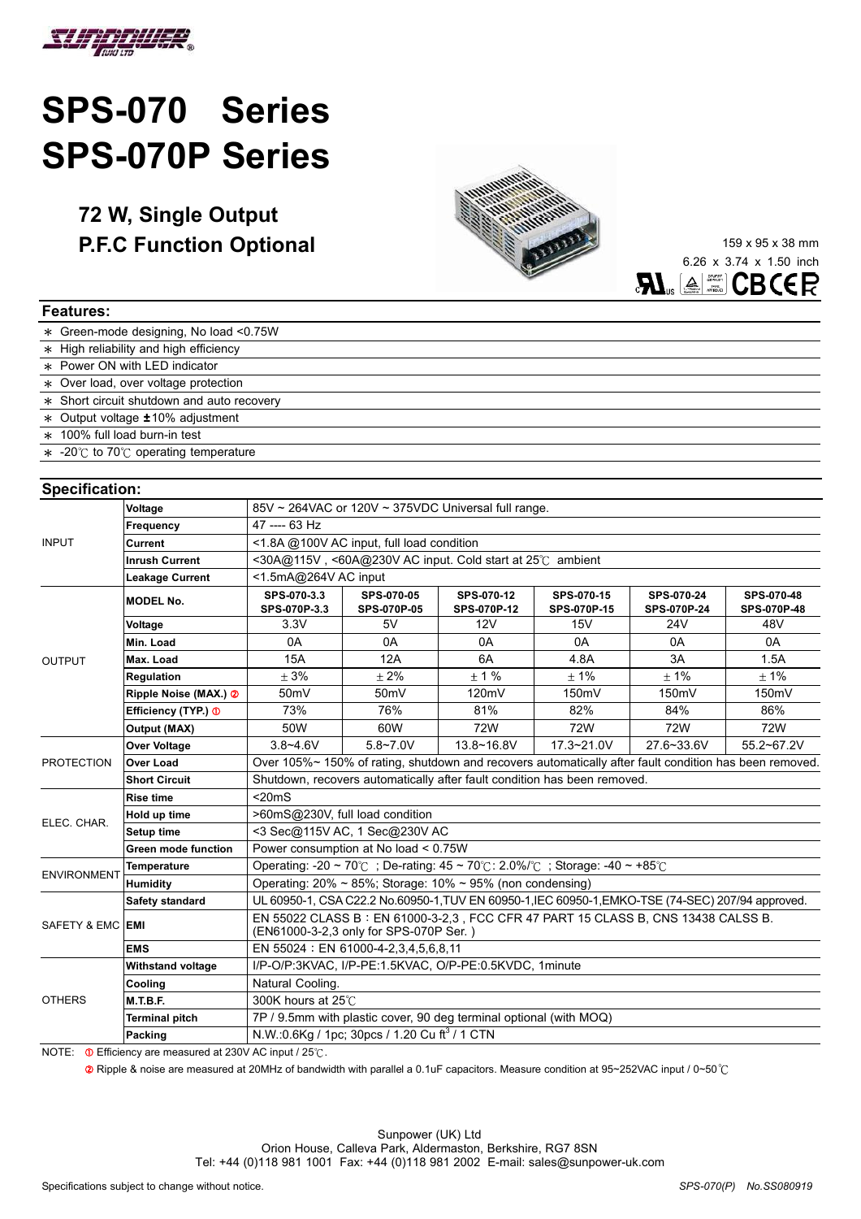# SPS-070 Series
# SPS-070P Series

## 72 W, Single Output
## P.F.C Function Optional

159 x 95 x 38 mm
6.26 x 3.74 x 1.50 inch

### Features:

* Green-mode designing, No load <0.75W
* High reliability and high efficiency
* Power ON with LED indicator
* Over load, over voltage protection
* Short circuit shutdown and auto recovery
* Output voltage ±10% adjustment
* 100% full load burn-in test
* -20℃ to 70℃ operating temperature

### Specification:

| | | | | | | | |
|---|---|---|---|---|---|---|---|
| INPUT | Voltage | 85V ~ 264VAC or 120V ~ 375VDC Universal full range. | | | | | |
| | Frequency | 47 ---- 63 Hz | | | | | |
| | Current | <1.8A @100V AC input, full load condition | | | | | |
| | Inrush Current | <30A@115V , <60A@230V AC input. Cold start at 25℃ ambient | | | | | |
| | Leakage Current | <1.5mA@264V AC input | | | | | |
| OUTPUT | MODEL No. | SPS-070-3.3 SPS-070P-3.3 | SPS-070-05 SPS-070P-05 | SPS-070-12 SPS-070P-12 | SPS-070-15 SPS-070P-15 | SPS-070-24 SPS-070P-24 | SPS-070-48 SPS-070P-48 |
| | Voltage | 3.3V | 5V | 12V | 15V | 24V | 48V |
| | Min. Load | 0A | 0A | 0A | 0A | 0A | 0A |
| | Max. Load | 15A | 12A | 6A | 4.8A | 3A | 1.5A |
| | Regulation | ± 3% | ± 2% | ± 1 % | ± 1% | ± 1% | ± 1% |
| | Ripple Noise (MAX.) ② | 50mV | 50mV | 120mV | 150mV | 150mV | 150mV |
| | Efficiency (TYP.) ① | 73% | 76% | 81% | 82% | 84% | 86% |
| | Output (MAX) | 50W | 60W | 72W | 72W | 72W | 72W |
| PROTECTION | Over Voltage | 3.8~4.6V | 5.8~7.0V | 13.8~16.8V | 17.3~21.0V | 27.6~33.6V | 55.2~67.2V |
| | Over Load | Over 105%~ 150% of rating, shutdown and recovers automatically after fault condition has been removed. | | | | | |
| | Short Circuit | Shutdown, recovers automatically after fault condition has been removed. | | | | | |
| ELEC. CHAR. | Rise time | <20mS | | | | | |
| | Hold up time | >60mS@230V, full load condition | | | | | |
| | Setup time | <3 Sec@115V AC, 1 Sec@230V AC | | | | | |
| | Green mode function | Power consumption at No load < 0.75W | | | | | |
| ENVIRONMENT | Temperature | Operating: -20 ~ 70℃ ; De-rating: 45 ~ 70℃: 2.0%/℃ ; Storage: -40 ~ +85℃ | | | | | |
| | Humidity | Operating: 20% ~ 85%; Storage: 10% ~ 95% (non condensing) | | | | | |
| SAFETY & EMC | Safety standard | UL 60950-1, CSA C22.2 No.60950-1,TUV EN 60950-1,IEC 60950-1,EMKO-TSE (74-SEC) 207/94 approved. | | | | | |
| | EMI | EN 55022 CLASS B：EN 61000-3-2,3 , FCC CFR 47 PART 15 CLASS B, CNS 13438 CALSS B. (EN61000-3-2,3 only for SPS-070P Ser. ) | | | | | |
| | EMS | EN 55024：EN 61000-4-2,3,4,5,6,8,11 | | | | | |
| OTHERS | Withstand voltage | I/P-O/P:3KVAC, I/P-PE:1.5KVAC, O/P-PE:0.5KVDC, 1minute | | | | | |
| | Cooling | Natural Cooling. | | | | | |
| | M.T.B.F. | 300K hours at 25℃ | | | | | |
| | Terminal pitch | 7P / 9.5mm with plastic cover, 90 deg terminal optional (with MOQ) | | | | | |
| | Packing | N.W.:0.6Kg / 1pc; 30pcs / 1.20 Cu $ft^3$ / 1 CTN | | | | | |

NOTE: ① Efficiency are measured at 230V AC input / 25℃.

② Ripple & noise are measured at 20MHz of bandwidth with parallel a 0.1uF capacitors. Measure condition at 95~252VAC input / 0~50℃

Sunpower (UK) Ltd
Orion House, Calleva Park, Aldermaston, Berkshire, RG7 8SN
Tel: +44 (0)118 981 1001 Fax: +44 (0)118 981 2002 E-mail: sales@sunpower-uk.com

Specifications subject to change without notice. *SPS-070(P) No.SS080919*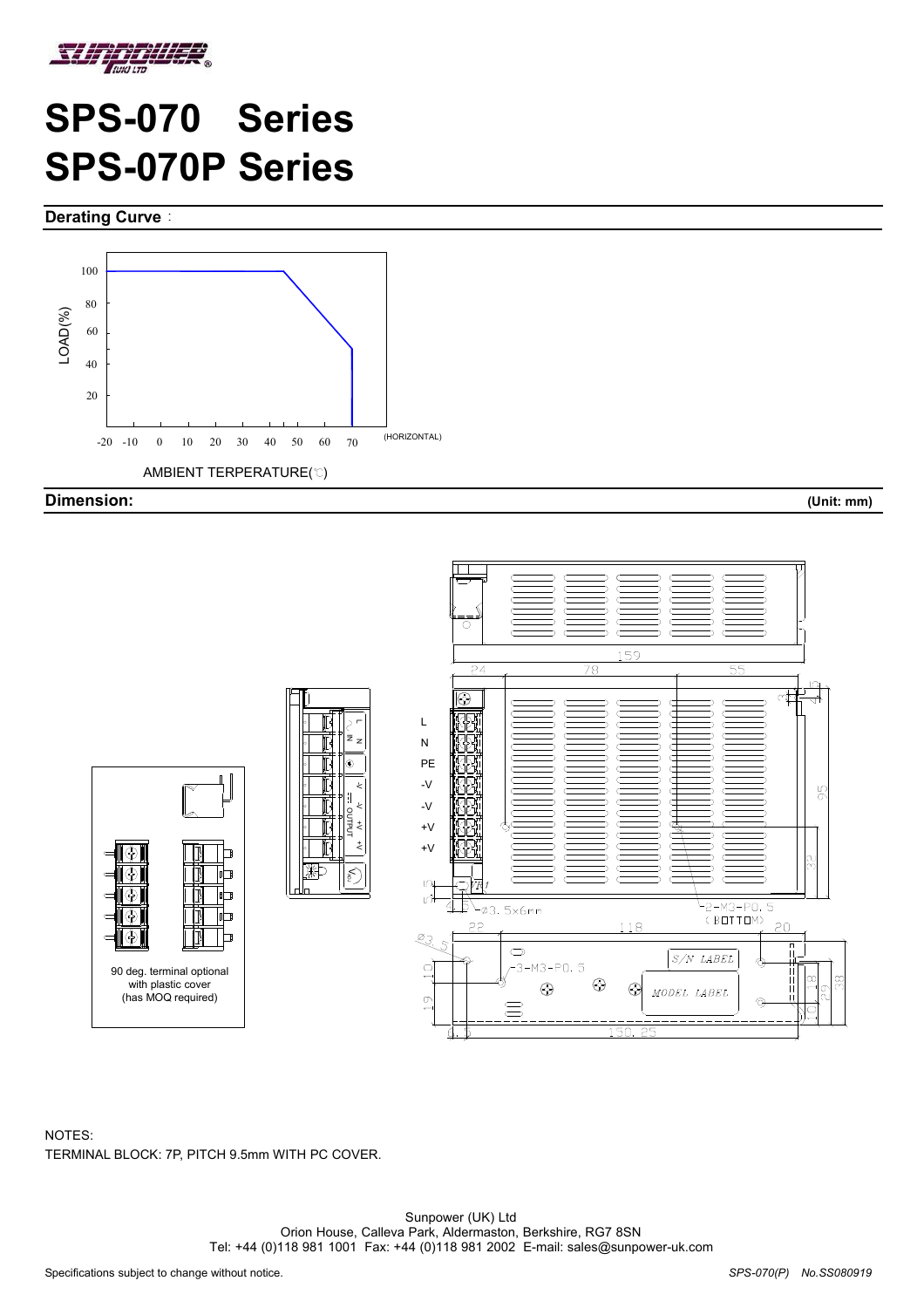# SPS-070 Series
# SPS-070P Series

## Derating Curve：

LOAD(%)

100
80
60
40
20

-20 -10 0 10 20 30 40 50 60 70

(HORIZONTAL)

AMBIENT TERPERATURE(℃)

## Dimension: **(Unit: mm)**

159

24 78 55

L
N
PE
-V
-V
+V
+V

4.5 Ø3.5×6mm

2-M3-P0.5 (BOTTOM)

22 118 20

3-M3-P0.5

S/N LABEL

MODEL LABEL

Ø3.5

6.5 150.25

90 deg. terminal optional with plastic cover (has MOQ required)

NOTES:
TERMINAL BLOCK: 7P, PITCH 9.5mm WITH PC COVER.

Sunpower (UK) Ltd
Orion House, Calleva Park, Aldermaston, Berkshire, RG7 8SN
Tel: +44 (0)118 981 1001 Fax: +44 (0)118 981 2002 E-mail: sales@sunpower-uk.com

Specifications subject to change without notice. *SPS-070(P) No.SS080919*